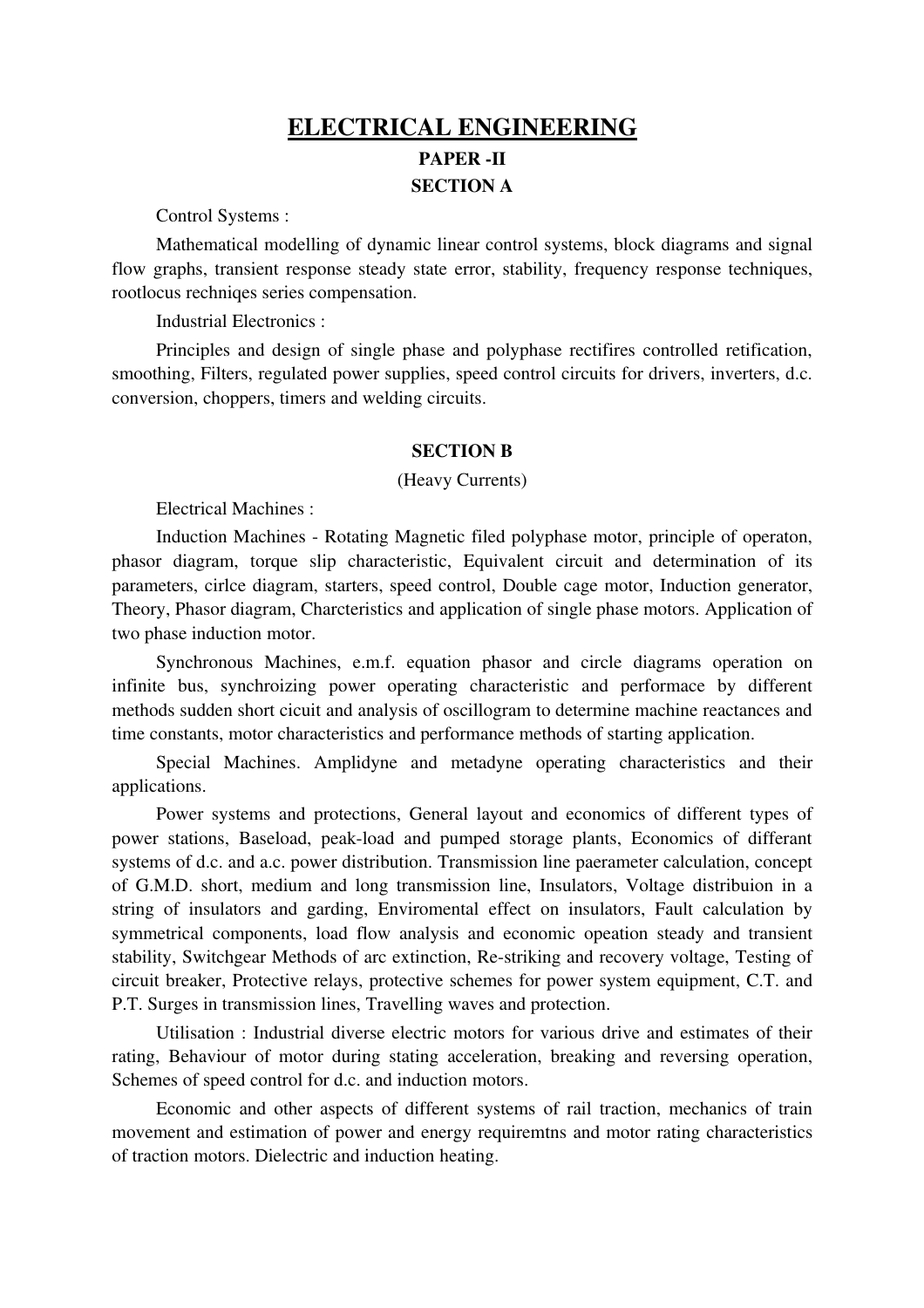# ELECTRICAL ENGINEERING

## PAPER -II

## SECTION A

Control Systems :

Mathematical modelling of dynamic linear control systems, block diagrams and signal flow graphs, transient response steady state error, stability, frequency response techniques, rootlocus rechniqes series compensation.

Industrial Electronics :

Principles and design of single phase and polyphase rectifires controlled retification, smoothing, Filters, regulated power supplies, speed control circuits for drivers, inverters, d.c. conversion, choppers, timers and welding circuits.

## SECTION B

(Heavy Currents)

Electrical Machines :

Induction Machines - Rotating Magnetic filed polyphase motor, principle of operaton, phasor diagram, torque slip characteristic, Equivalent circuit and determination of its parameters, cirlce diagram, starters, speed control, Double cage motor, Induction generator, Theory, Phasor diagram, Charcteristics and application of single phase motors. Application of two phase induction motor.

Synchronous Machines, e.m.f. equation phasor and circle diagrams operation on infinite bus, synchroizing power operating characteristic and performace by different methods sudden short cicuit and analysis of oscillogram to determine machine reactances and time constants, motor characteristics and performance methods of starting application.

Special Machines. Amplidyne and metadyne operating characteristics and their applications.

Power systems and protections, General layout and economics of different types of power stations, Baseload, peak-load and pumped storage plants, Economics of differant systems of d.c. and a.c. power distribution. Transmission line paerameter calculation, concept of G.M.D. short, medium and long transmission line, Insulators, Voltage distribuion in a string of insulators and garding, Enviromental effect on insulators, Fault calculation by symmetrical components, load flow analysis and economic opeation steady and transient stability, Switchgear Methods of arc extinction, Re-striking and recovery voltage, Testing of circuit breaker, Protective relays, protective schemes for power system equipment, C.T. and P.T. Surges in transmission lines, Travelling waves and protection.

Utilisation : Industrial diverse electric motors for various drive and estimates of their rating, Behaviour of motor during stating acceleration, breaking and reversing operation, Schemes of speed control for d.c. and induction motors.

Economic and other aspects of different systems of rail traction, mechanics of train movement and estimation of power and energy requiremtns and motor rating characteristics of traction motors. Dielectric and induction heating.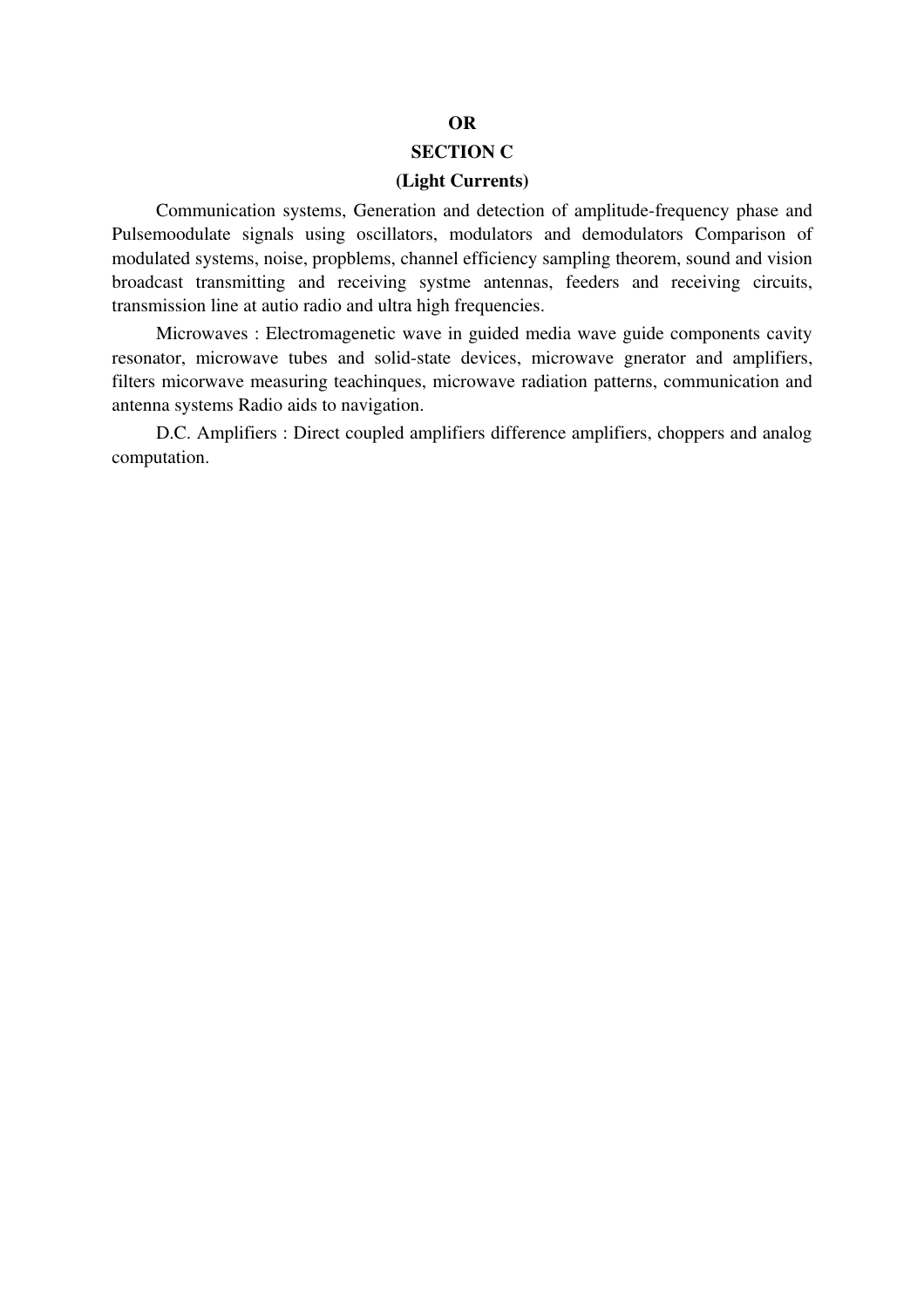**OR**

## SECTION C

### (Light Currents)

Communication systems, Generation and detection of amplitude-frequency phase and Pulsemoodulate signals using oscillators, modulators and demodulators Comparison of modulated systems, noise, propblems, channel efficiency sampling theorem, sound and vision broadcast transmitting and receiving systme antennas, feeders and receiving circuits, transmission line at autio radio and ultra high frequencies.

Microwaves : Electromagenetic wave in guided media wave guide components cavity resonator, microwave tubes and solid-state devices, microwave gnerator and amplifiers, filters micorwave measuring teachinques, microwave radiation patterns, communication and antenna systems Radio aids to navigation.

D.C. Amplifiers : Direct coupled amplifiers difference amplifiers, choppers and analog computation.